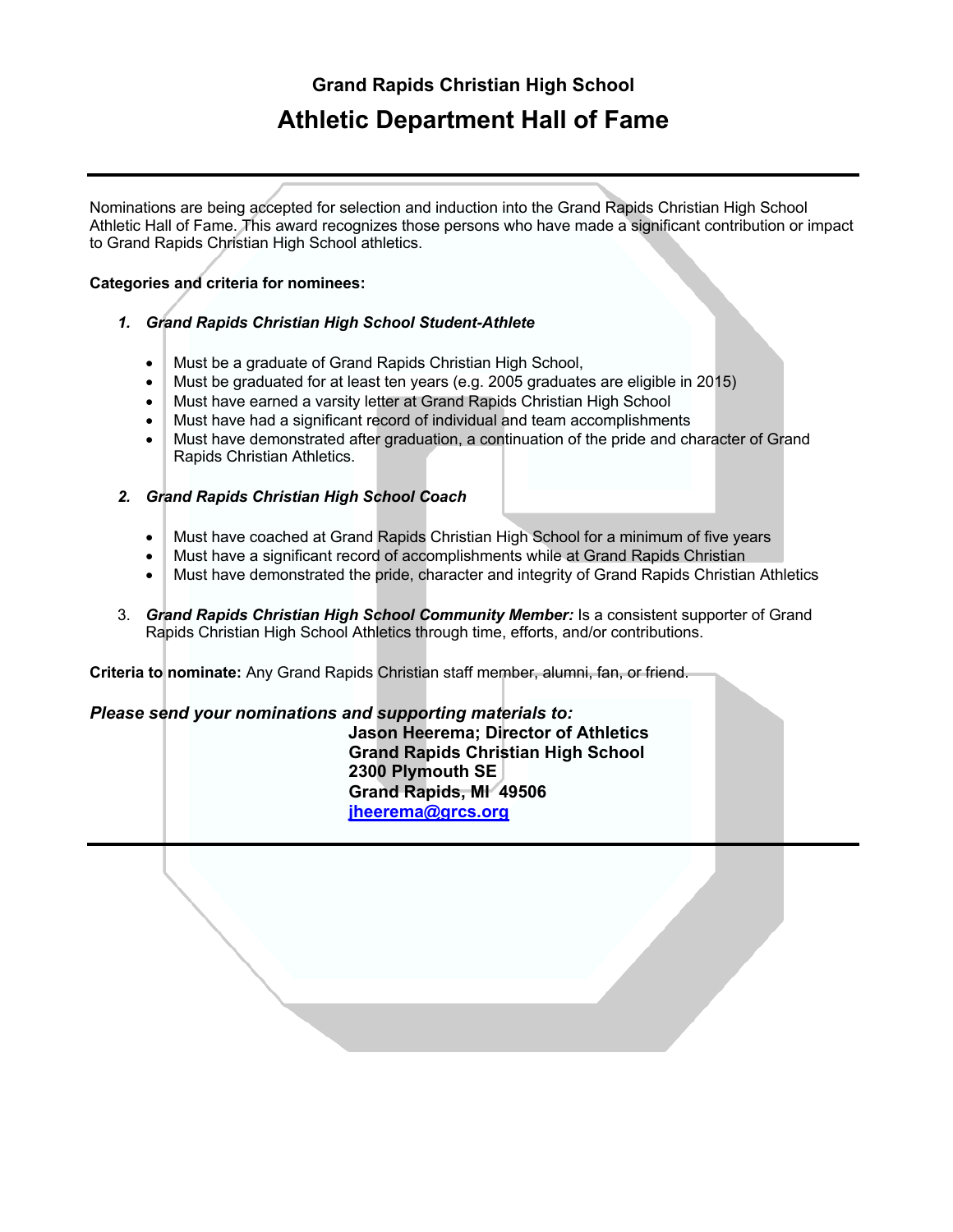## Grand Rapids Christian High School

# Athletic Department Hall of Fame

---

Nominations are being accepted for selection and induction into the Grand Rapids Christian High School Athletic Hall of Fame. This award recognizes those persons who have made a significant contribution or impact to Grand Rapids Christian High School athletics.

**Categories and criteria for nominees:**

1. ***Grand Rapids Christian High School Student-Athlete***

   - Must be a graduate of Grand Rapids Christian High School,
   - Must be graduated for at least ten years (e.g. 2005 graduates are eligible in 2015)
   - Must have earned a varsity letter at Grand Rapids Christian High School
   - Must have had a significant record of individual and team accomplishments
   - Must have demonstrated after graduation, a continuation of the pride and character of Grand Rapids Christian Athletics.

2. ***Grand Rapids Christian High School Coach***

   - Must have coached at Grand Rapids Christian High School for a minimum of five years
   - Must have a significant record of accomplishments while at Grand Rapids Christian
   - Must have demonstrated the pride, character and integrity of Grand Rapids Christian Athletics

3. ***Grand Rapids Christian High School Community Member:*** Is a consistent supporter of Grand Rapids Christian High School Athletics through time, efforts, and/or contributions.

**Criteria to nominate:** Any Grand Rapids Christian staff member, alumni, fan, or friend.

***Please send your nominations and supporting materials to:***

**Jason Heerema; Director of Athletics**
**Grand Rapids Christian High School**
**2300 Plymouth SE**
**Grand Rapids, MI 49506**
**jheerema@grcs.org**

---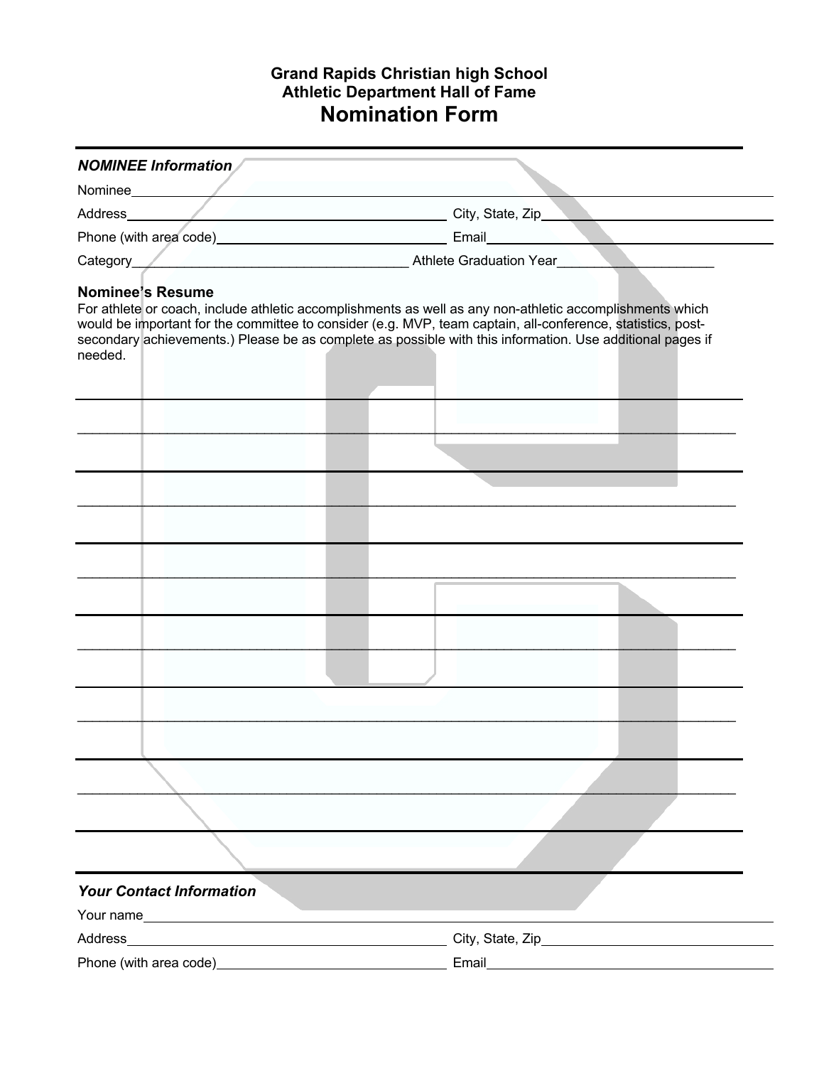**Grand Rapids Christian high School**
**Athletic Department Hall of Fame**

# Nomination Form

---

***NOMINEE Information***

Nominee\_\_\_\_\_\_\_\_\_\_\_\_\_\_\_\_\_\_\_\_\_\_\_\_\_\_\_\_\_\_\_\_\_\_\_\_\_\_\_\_\_\_\_\_\_\_\_\_\_\_\_\_

Address\_\_\_\_\_\_\_\_\_\_\_\_\_\_\_\_\_\_\_\_\_\_\_\_\_\_\_\_\_\_ City, State, Zip\_\_\_\_\_\_\_\_\_\_\_\_\_\_\_\_\_\_\_\_

Phone (with area code)\_\_\_\_\_\_\_\_\_\_\_\_\_\_\_\_\_\_\_\_\_\_ Email\_\_\_\_\_\_\_\_\_\_\_\_\_\_\_\_\_\_\_\_\_\_\_\_\_\_

Category\_\_\_\_\_\_\_\_\_\_\_\_\_\_\_\_\_\_\_\_\_\_\_\_\_\_\_\_\_\_\_ Athlete Graduation Year\_\_\_\_\_\_\_\_\_\_\_\_\_\_\_\_\_

**Nominee's Resume**

For athlete or coach, include athletic accomplishments as well as any non-athletic accomplishments which would be important for the committee to consider (e.g. MVP, team captain, all-conference, statistics, post-secondary achievements.) Please be as complete as possible with this information. Use additional pages if needed.

---

***Your Contact Information***

Your name\_\_\_\_\_\_\_\_\_\_\_\_\_\_\_\_\_\_\_\_\_\_\_\_\_\_\_\_\_\_\_\_\_\_\_\_\_\_\_\_\_\_\_\_\_\_\_\_\_\_\_\_

Address\_\_\_\_\_\_\_\_\_\_\_\_\_\_\_\_\_\_\_\_\_\_\_\_\_\_\_\_\_\_ City, State, Zip\_\_\_\_\_\_\_\_\_\_\_\_\_\_\_\_\_\_\_\_

Phone (with area code)\_\_\_\_\_\_\_\_\_\_\_\_\_\_\_\_\_\_\_\_\_\_ Email\_\_\_\_\_\_\_\_\_\_\_\_\_\_\_\_\_\_\_\_\_\_\_\_\_\_